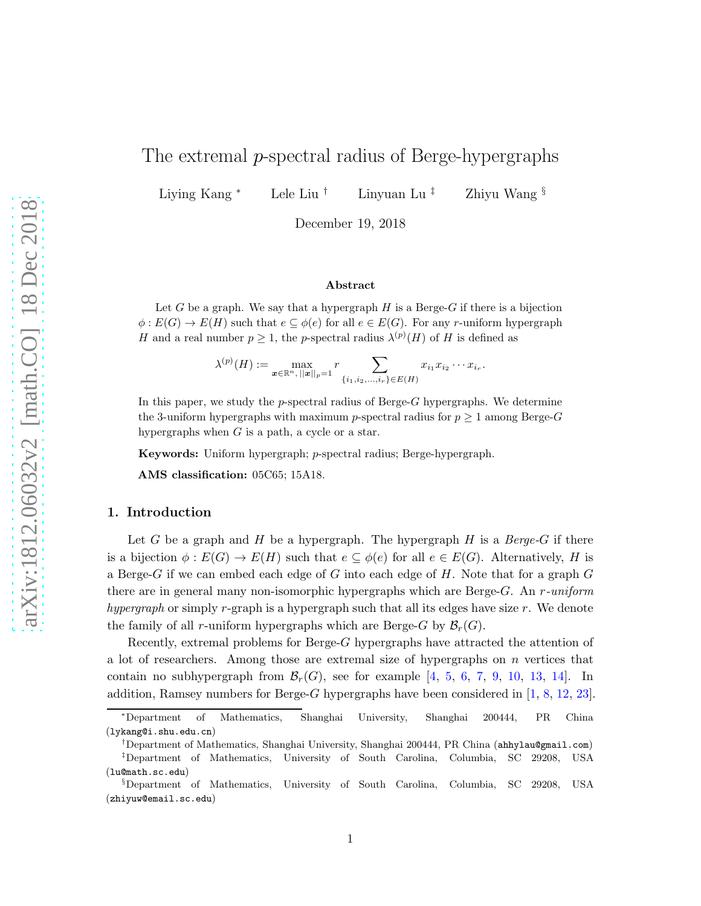# The extremal $p$-spectral radius of Berge-hypergraphs

Liying Kang [*] Lele Liu [†] Linyuan Lu [‡] Zhiyu Wang [§]

December 19, 2018

### Abstract

Let $G$ be a graph. We say that a hypergraph $H$ is a Berge-$G$ if there is a bijection $\phi : E(G) \to E(H)$ such that $e \subseteq \phi(e)$ for all $e \in E(G)$. For any $r$-uniform hypergraph $H$ and a real number $p \geq 1$, the $p$-spectral radius $\lambda^{(p)}(H)$ of $H$ is defined as

$$\lambda^{(p)}(H) := \max_{\boldsymbol{x} \in \mathbb{R}^n, \, ||\boldsymbol{x}||_p = 1} r \sum_{\{i_1, i_2, \ldots, i_r\} \in E(H)} x_{i_1} x_{i_2} \cdots x_{i_r}.$$

In this paper, we study the $p$-spectral radius of Berge-$G$ hypergraphs. We determine the 3-uniform hypergraphs with maximum $p$-spectral radius for $p \geq 1$ among Berge-$G$ hypergraphs when $G$ is a path, a cycle or a star.

**Keywords:** Uniform hypergraph; $p$-spectral radius; Berge-hypergraph.

**AMS classification:** 05C65; 15A18.

## 1. Introduction

Let $G$ be a graph and $H$ be a hypergraph. The hypergraph $H$ is a *Berge-$G$* if there is a bijection $\phi : E(G) \to E(H)$ such that $e \subseteq \phi(e)$ for all $e \in E(G)$. Alternatively, $H$ is a Berge-$G$ if we can embed each edge of $G$ into each edge of $H$. Note that for a graph $G$ there are in general many non-isomorphic hypergraphs which are Berge-$G$. An *$r$-uniform hypergraph* or simply $r$-graph is a hypergraph such that all its edges have size $r$. We denote the family of all $r$-uniform hypergraphs which are Berge-$G$ by $\mathcal{B}_r(G)$.

Recently, extremal problems for Berge-$G$ hypergraphs have attracted the attention of a lot of researchers. Among those are extremal size of hypergraphs on $n$ vertices that contain no subhypergraph from $\mathcal{B}_r(G)$, see for example [4, 5, 6, 7, 9, 10, 13, 14]. In addition, Ramsey numbers for Berge-$G$ hypergraphs have been considered in [1, 8, 12, 23].

---

[*] Department of Mathematics, Shanghai University, Shanghai 200444, PR China (lykang@i.shu.edu.cn)

[†] Department of Mathematics, Shanghai University, Shanghai 200444, PR China (ahhylau@gmail.com)

[‡] Department of Mathematics, University of South Carolina, Columbia, SC 29208, USA (lu@math.sc.edu)

[§] Department of Mathematics, University of South Carolina, Columbia, SC 29208, USA (zhiyuw@email.sc.edu)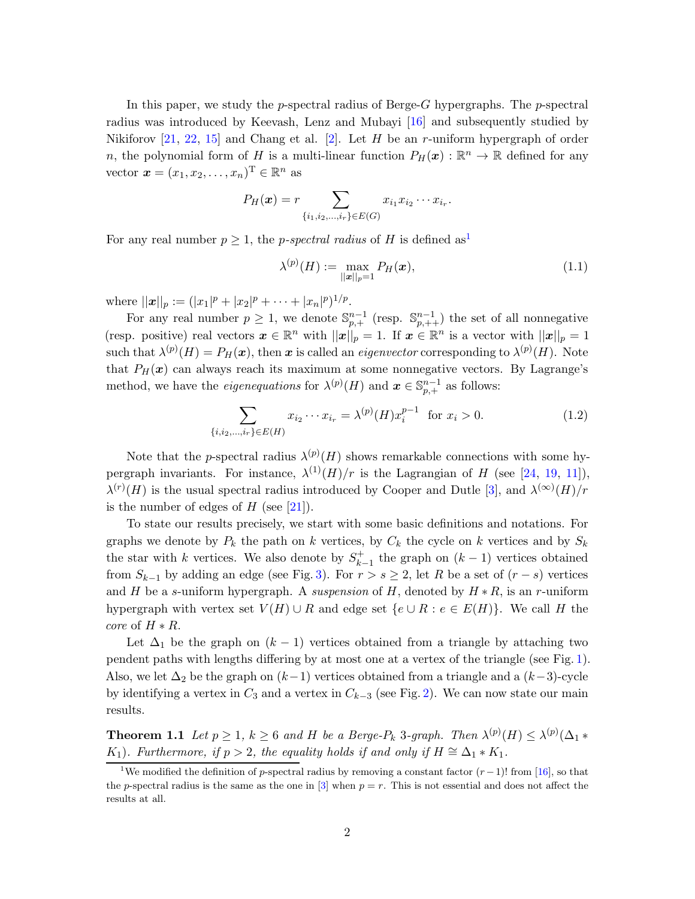In this paper, we study the $p$-spectral radius of Berge-$G$ hypergraphs. The $p$-spectral radius was introduced by Keevash, Lenz and Mubayi [16] and subsequently studied by Nikiforov [21, 22, 15] and Chang et al. [2]. Let $H$ be an $r$-uniform hypergraph of order $n$, the polynomial form of $H$ is a multi-linear function $P_H(\boldsymbol{x}) : \mathbb{R}^n \to \mathbb{R}$ defined for any vector $\boldsymbol{x} = (x_1, x_2, \ldots, x_n)^{\mathrm{T}} \in \mathbb{R}^n$ as

$$P_H(\boldsymbol{x}) = r \sum_{\{i_1, i_2, \ldots, i_r\} \in E(G)} x_{i_1} x_{i_2} \cdots x_{i_r}.$$

For any real number $p \geq 1$, the *$p$-spectral radius* of $H$ is defined as[1]

$$\lambda^{(p)}(H) := \max_{||\boldsymbol{x}||_p = 1} P_H(\boldsymbol{x}), \tag{1.1}$$

where $||\boldsymbol{x}||_p := (|x_1|^p + |x_2|^p + \cdots + |x_n|^p)^{1/p}$.

For any real number $p \geq 1$, we denote $\mathbb{S}^{n-1}_{p,+}$ (resp. $\mathbb{S}^{n-1}_{p,++}$) the set of all nonnegative (resp. positive) real vectors $\boldsymbol{x} \in \mathbb{R}^n$ with $||\boldsymbol{x}||_p = 1$. If $\boldsymbol{x} \in \mathbb{R}^n$ is a vector with $||\boldsymbol{x}||_p = 1$ such that $\lambda^{(p)}(H) = P_H(\boldsymbol{x})$, then $\boldsymbol{x}$ is called an *eigenvector* corresponding to $\lambda^{(p)}(H)$. Note that $P_H(\boldsymbol{x})$ can always reach its maximum at some nonnegative vectors. By Lagrange's method, we have the *eigenequations* for $\lambda^{(p)}(H)$ and $\boldsymbol{x} \in \mathbb{S}^{n-1}_{p,+}$ as follows:

$$\sum_{\{i, i_2, \ldots, i_r\} \in E(H)} x_{i_2} \cdots x_{i_r} = \lambda^{(p)}(H) x_i^{p-1} \ \text{ for } x_i > 0. \tag{1.2}$$

Note that the $p$-spectral radius $\lambda^{(p)}(H)$ shows remarkable connections with some hypergraph invariants. For instance, $\lambda^{(1)}(H)/r$ is the Lagrangian of $H$ (see [24, 19, 11]), $\lambda^{(r)}(H)$ is the usual spectral radius introduced by Cooper and Dutle [3], and $\lambda^{(\infty)}(H)/r$ is the number of edges of $H$ (see [21]).

To state our results precisely, we start with some basic definitions and notations. For graphs we denote by $P_k$ the path on $k$ vertices, by $C_k$ the cycle on $k$ vertices and by $S_k$ the star with $k$ vertices. We also denote by $S^+_{k-1}$ the graph on $(k-1)$ vertices obtained from $S_{k-1}$ by adding an edge (see Fig. 3). For $r > s \geq 2$, let $R$ be a set of $(r-s)$ vertices and $H$ be a $s$-uniform hypergraph. A *suspension* of $H$, denoted by $H * R$, is an $r$-uniform hypergraph with vertex set $V(H) \cup R$ and edge set $\{e \cup R : e \in E(H)\}$. We call $H$ the *core* of $H * R$.

Let $\Delta_1$ be the graph on $(k-1)$ vertices obtained from a triangle by attaching two pendent paths with lengths differing by at most one at a vertex of the triangle (see Fig. 1). Also, we let $\Delta_2$ be the graph on $(k-1)$ vertices obtained from a triangle and a $(k-3)$-cycle by identifying a vertex in $C_3$ and a vertex in $C_{k-3}$ (see Fig. 2). We can now state our main results.

**Theorem 1.1** *Let $p \geq 1$, $k \geq 6$ and $H$ be a Berge-$P_k$ 3-graph. Then $\lambda^{(p)}(H) \leq \lambda^{(p)}(\Delta_1 * K_1)$. Furthermore, if $p > 2$, the equality holds if and only if $H \cong \Delta_1 * K_1$.*

[1] We modified the definition of $p$-spectral radius by removing a constant factor $(r-1)!$ from [16], so that the $p$-spectral radius is the same as the one in [3] when $p = r$. This is not essential and does not affect the results at all.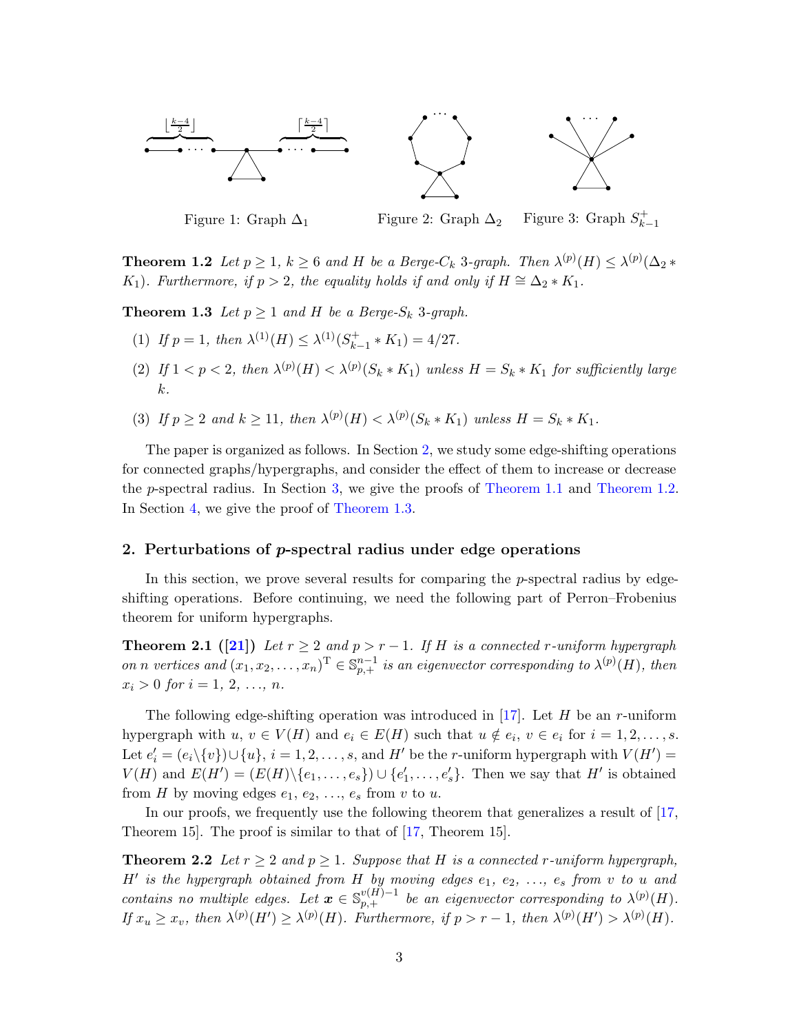Figure 1: Graph $\Delta_1$

Figure 2: Graph $\Delta_2$

Figure 3: Graph $S_{k-1}^+$

**Theorem 1.2** *Let $p \geq 1$, $k \geq 6$ and $H$ be a Berge-$C_k$ 3-graph. Then $\lambda^{(p)}(H) \leq \lambda^{(p)}(\Delta_2 * K_1)$. Furthermore, if $p > 2$, the equality holds if and only if $H \cong \Delta_2 * K_1$.*

**Theorem 1.3** *Let $p \geq 1$ and $H$ be a Berge-$S_k$ 3-graph.*

(1) *If $p = 1$, then $\lambda^{(1)}(H) \leq \lambda^{(1)}(S_{k-1}^+ * K_1) = 4/27$.*

(2) *If $1 < p < 2$, then $\lambda^{(p)}(H) < \lambda^{(p)}(S_k * K_1)$ unless $H = S_k * K_1$ for sufficiently large $k$.*

(3) *If $p \geq 2$ and $k \geq 11$, then $\lambda^{(p)}(H) < \lambda^{(p)}(S_k * K_1)$ unless $H = S_k * K_1$.*

The paper is organized as follows. In Section 2, we study some edge-shifting operations for connected graphs/hypergraphs, and consider the effect of them to increase or decrease the $p$-spectral radius. In Section 3, we give the proofs of Theorem 1.1 and Theorem 1.2. In Section 4, we give the proof of Theorem 1.3.

## 2. Perturbations of $p$-spectral radius under edge operations

In this section, we prove several results for comparing the $p$-spectral radius by edge-shifting operations. Before continuing, we need the following part of Perron–Frobenius theorem for uniform hypergraphs.

**Theorem 2.1 ([21])** *Let $r \geq 2$ and $p > r - 1$. If $H$ is a connected $r$-uniform hypergraph on $n$ vertices and $(x_1, x_2, \ldots, x_n)^{\mathrm{T}} \in \mathbb{S}_{p,+}^{n-1}$ is an eigenvector corresponding to $\lambda^{(p)}(H)$, then $x_i > 0$ for $i = 1, 2, \ldots, n$.*

The following edge-shifting operation was introduced in [17]. Let $H$ be an $r$-uniform hypergraph with $u, v \in V(H)$ and $e_i \in E(H)$ such that $u \notin e_i$, $v \in e_i$ for $i = 1, 2, \ldots, s$. Let $e_i' = (e_i \backslash \{v\}) \cup \{u\}$, $i = 1, 2, \ldots, s$, and $H'$ be the $r$-uniform hypergraph with $V(H') = V(H)$ and $E(H') = (E(H) \backslash \{e_1, \ldots, e_s\}) \cup \{e_1', \ldots, e_s'\}$. Then we say that $H'$ is obtained from $H$ by moving edges $e_1, e_2, \ldots, e_s$ from $v$ to $u$.

In our proofs, we frequently use the following theorem that generalizes a result of [17, Theorem 15]. The proof is similar to that of [17, Theorem 15].

**Theorem 2.2** *Let $r \geq 2$ and $p \geq 1$. Suppose that $H$ is a connected $r$-uniform hypergraph, $H'$ is the hypergraph obtained from $H$ by moving edges $e_1, e_2, \ldots, e_s$ from $v$ to $u$ and contains no multiple edges. Let $\boldsymbol{x} \in \mathbb{S}_{p,+}^{v(H)-1}$ be an eigenvector corresponding to $\lambda^{(p)}(H)$. If $x_u \geq x_v$, then $\lambda^{(p)}(H') \geq \lambda^{(p)}(H)$. Furthermore, if $p > r - 1$, then $\lambda^{(p)}(H') > \lambda^{(p)}(H)$.*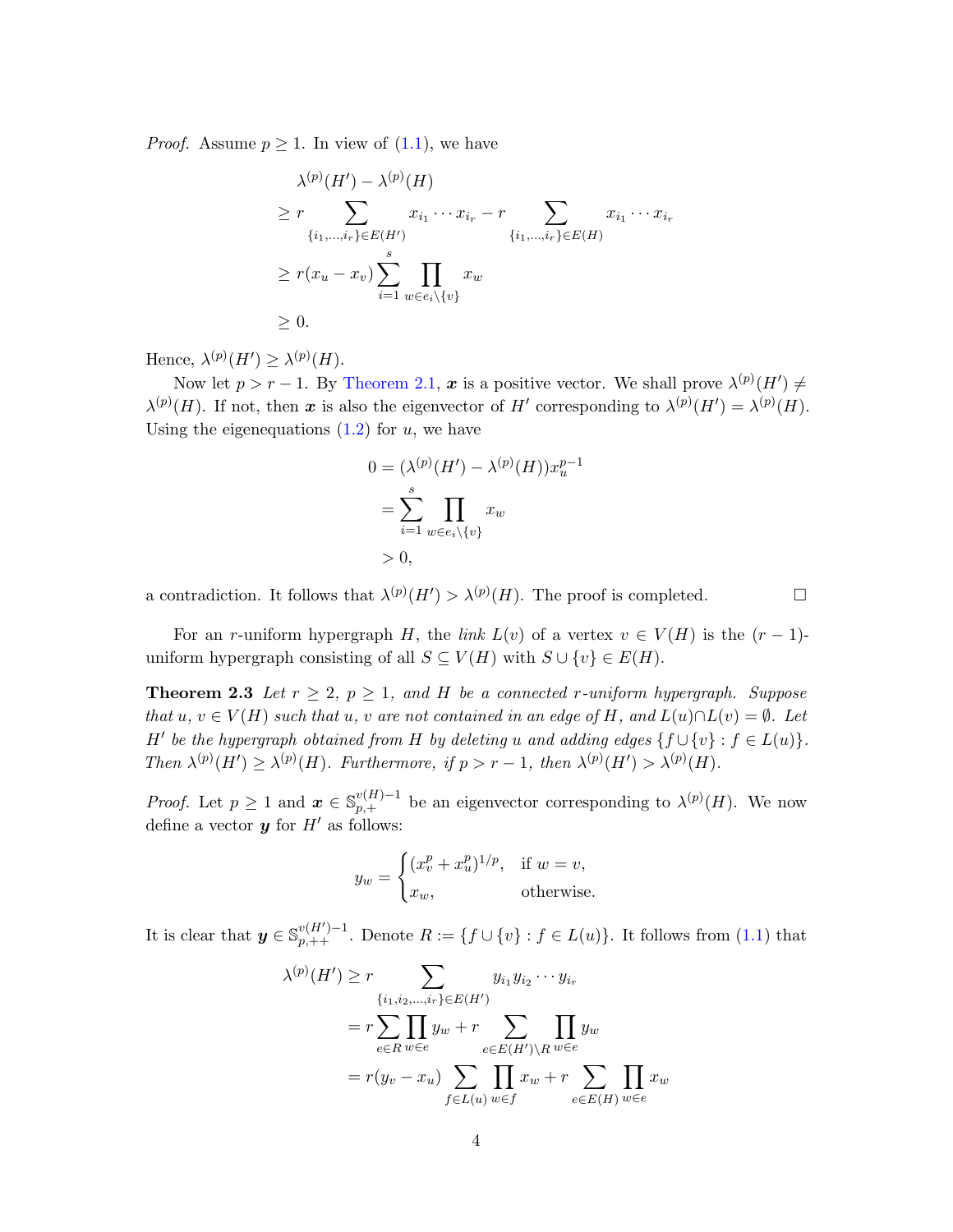*Proof.* Assume $p \geq 1$. In view of (1.1), we have

$$
\begin{aligned}
& \lambda^{(p)}(H') - \lambda^{(p)}(H) \\
\geq\ & r \sum_{\{i_1,\ldots,i_r\} \in E(H')} x_{i_1} \cdots x_{i_r} - r \sum_{\{i_1,\ldots,i_r\} \in E(H)} x_{i_1} \cdots x_{i_r} \\
\geq\ & r(x_u - x_v) \sum_{i=1}^{s} \prod_{w \in e_i \setminus \{v\}} x_w \\
\geq\ & 0.
\end{aligned}
$$

Hence, $\lambda^{(p)}(H') \geq \lambda^{(p)}(H)$.

Now let $p > r - 1$. By Theorem 2.1, $\boldsymbol{x}$ is a positive vector. We shall prove $\lambda^{(p)}(H') \neq \lambda^{(p)}(H)$. If not, then $\boldsymbol{x}$ is also the eigenvector of $H'$ corresponding to $\lambda^{(p)}(H') = \lambda^{(p)}(H)$. Using the eigenequations (1.2) for $u$, we have

$$
\begin{aligned}
0 &= (\lambda^{(p)}(H') - \lambda^{(p)}(H)) x_u^{p-1} \\
&= \sum_{i=1}^{s} \prod_{w \in e_i \setminus \{v\}} x_w \\
&> 0,
\end{aligned}
$$

a contradiction. It follows that $\lambda^{(p)}(H') > \lambda^{(p)}(H)$. The proof is completed. $\square$

For an $r$-uniform hypergraph $H$, the *link* $L(v)$ of a vertex $v \in V(H)$ is the $(r-1)$-uniform hypergraph consisting of all $S \subseteq V(H)$ with $S \cup \{v\} \in E(H)$.

**Theorem 2.3** *Let $r \geq 2$, $p \geq 1$, and $H$ be a connected $r$-uniform hypergraph. Suppose that $u, v \in V(H)$ such that $u, v$ are not contained in an edge of $H$, and $L(u) \cap L(v) = \emptyset$. Let $H'$ be the hypergraph obtained from $H$ by deleting $u$ and adding edges $\{f \cup \{v\} : f \in L(u)\}$. Then $\lambda^{(p)}(H') \geq \lambda^{(p)}(H)$. Furthermore, if $p > r - 1$, then $\lambda^{(p)}(H') > \lambda^{(p)}(H)$.*

*Proof.* Let $p \geq 1$ and $\boldsymbol{x} \in \mathbb{S}_{p,+}^{v(H)-1}$ be an eigenvector corresponding to $\lambda^{(p)}(H)$. We now define a vector $\boldsymbol{y}$ for $H'$ as follows:

$$
y_w = \begin{cases} (x_v^p + x_u^p)^{1/p}, & \text{if } w = v, \\ x_w, & \text{otherwise.} \end{cases}
$$

It is clear that $\boldsymbol{y} \in \mathbb{S}_{p,++}^{v(H')-1}$. Denote $R := \{f \cup \{v\} : f \in L(u)\}$. It follows from (1.1) that

$$
\begin{aligned}
\lambda^{(p)}(H') &\geq r \sum_{\{i_1,i_2,\ldots,i_r\} \in E(H')} y_{i_1} y_{i_2} \cdots y_{i_r} \\
&= r \sum_{e \in R} \prod_{w \in e} y_w + r \sum_{e \in E(H') \setminus R} \prod_{w \in e} y_w \\
&= r(y_v - x_u) \sum_{f \in L(u)} \prod_{w \in f} x_w + r \sum_{e \in E(H)} \prod_{w \in e} x_w
\end{aligned}
$$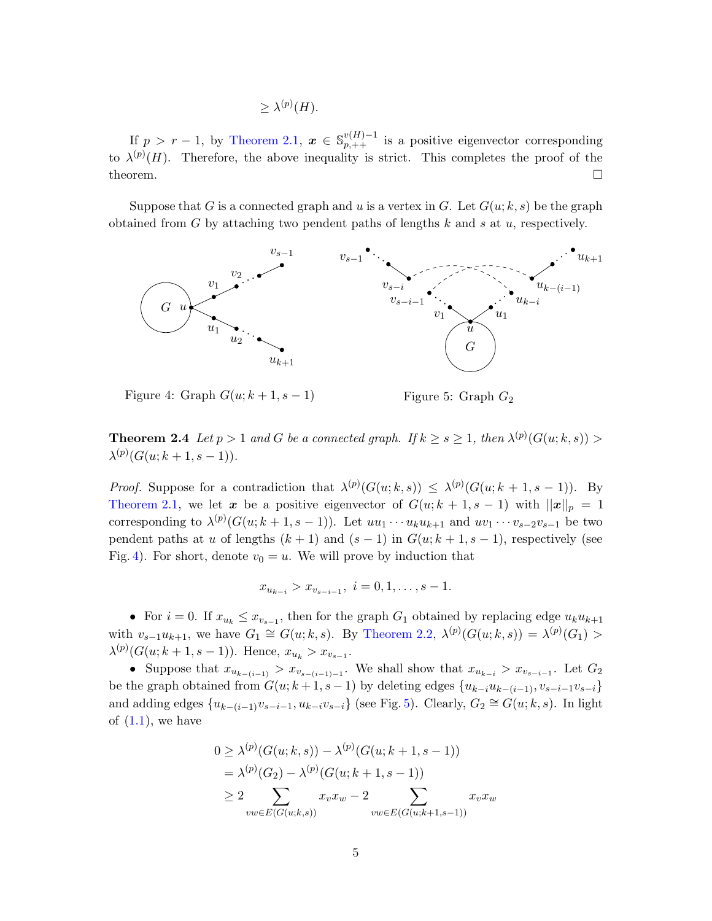$$\geq \lambda^{(p)}(H).$$

If $p > r-1$, by Theorem 2.1, $\boldsymbol{x} \in \mathbb{S}^{v(H)-1}_{p,++}$ is a positive eigenvector corresponding to $\lambda^{(p)}(H)$. Therefore, the above inequality is strict. This completes the proof of the theorem. $\square$

Suppose that $G$ is a connected graph and $u$ is a vertex in $G$. Let $G(u;k,s)$ be the graph obtained from $G$ by attaching two pendent paths of lengths $k$ and $s$ at $u$, respectively.

Figure 4: Graph $G(u;k+1,s-1)$

Figure 5: Graph $G_2$

**Theorem 2.4** *Let $p > 1$ and $G$ be a connected graph. If $k \geq s \geq 1$, then $\lambda^{(p)}(G(u;k,s)) > \lambda^{(p)}(G(u;k+1,s-1))$.*

*Proof.* Suppose for a contradiction that $\lambda^{(p)}(G(u;k,s)) \leq \lambda^{(p)}(G(u;k+1,s-1))$. By Theorem 2.1, we let $\boldsymbol{x}$ be a positive eigenvector of $G(u;k+1,s-1)$ with $||\boldsymbol{x}||_p = 1$ corresponding to $\lambda^{(p)}(G(u;k+1,s-1))$. Let $uu_1\cdots u_k u_{k+1}$ and $uv_1\cdots v_{s-2}v_{s-1}$ be two pendent paths at $u$ of lengths $(k+1)$ and $(s-1)$ in $G(u;k+1,s-1)$, respectively (see Fig. 4). For short, denote $v_0 = u$. We will prove by induction that

$$x_{u_{k-i}} > x_{v_{s-i-1}},\ i = 0,1,\ldots,s-1.$$

- For $i=0$. If $x_{u_k} \leq x_{v_{s-1}}$, then for the graph $G_1$ obtained by replacing edge $u_k u_{k+1}$ with $v_{s-1}u_{k+1}$, we have $G_1 \cong G(u;k,s)$. By Theorem 2.2, $\lambda^{(p)}(G(u;k,s)) = \lambda^{(p)}(G_1) > \lambda^{(p)}(G(u;k+1,s-1))$. Hence, $x_{u_k} > x_{v_{s-1}}$.
- Suppose that $x_{u_{k-(i-1)}} > x_{v_{s-(i-1)-1}}$. We shall show that $x_{u_{k-i}} > x_{v_{s-i-1}}$. Let $G_2$ be the graph obtained from $G(u;k+1,s-1)$ by deleting edges $\{u_{k-i}u_{k-(i-1)}, v_{s-i-1}v_{s-i}\}$ and adding edges $\{u_{k-(i-1)}v_{s-i-1}, u_{k-i}v_{s-i}\}$ (see Fig. 5). Clearly, $G_2 \cong G(u;k,s)$. In light of (1.1), we have

$$\begin{aligned}
0 &\geq \lambda^{(p)}(G(u;k,s)) - \lambda^{(p)}(G(u;k+1,s-1)) \\
&= \lambda^{(p)}(G_2) - \lambda^{(p)}(G(u;k+1,s-1)) \\
&\geq 2\sum_{vw\in E(G(u;k,s))} x_v x_w - 2\sum_{vw\in E(G(u;k+1,s-1))} x_v x_w
\end{aligned}$$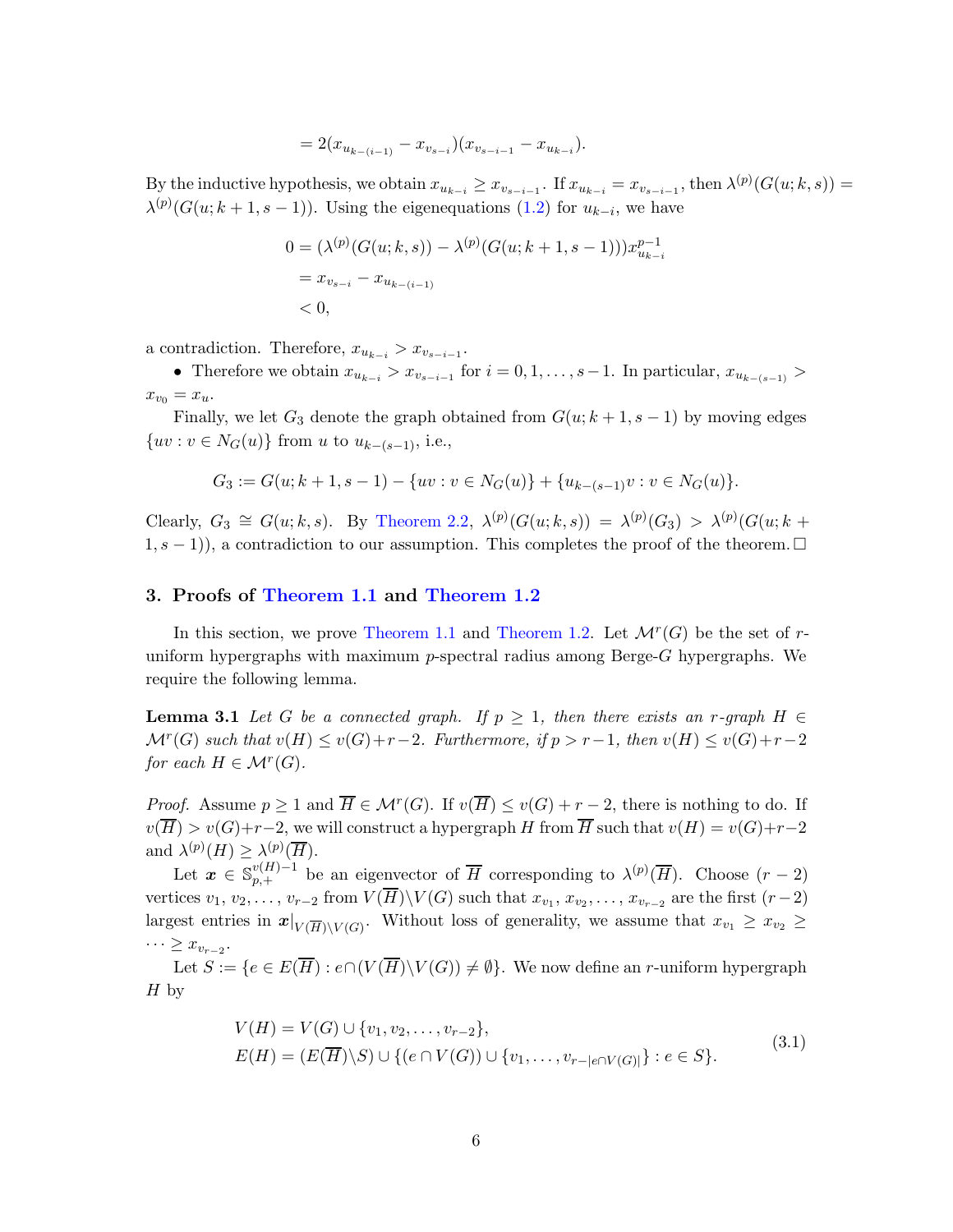$$= 2(x_{u_{k-(i-1)}} - x_{v_{s-i}})(x_{v_{s-i-1}} - x_{u_{k-i}}).$$

By the inductive hypothesis, we obtain $x_{u_{k-i}} \geq x_{v_{s-i-1}}$. If $x_{u_{k-i}} = x_{v_{s-i-1}}$, then $\lambda^{(p)}(G(u;k,s)) = \lambda^{(p)}(G(u;k+1,s-1))$. Using the eigenequations (1.2) for $u_{k-i}$, we have

$$\begin{aligned}
0 &= (\lambda^{(p)}(G(u;k,s)) - \lambda^{(p)}(G(u;k+1,s-1)))x_{u_{k-i}}^{p-1} \\
&= x_{v_{s-i}} - x_{u_{k-(i-1)}} \\
&< 0,
\end{aligned}$$

a contradiction. Therefore, $x_{u_{k-i}} > x_{v_{s-i-1}}$.

- Therefore we obtain $x_{u_{k-i}} > x_{v_{s-i-1}}$ for $i = 0, 1, \ldots, s-1$. In particular, $x_{u_{k-(s-1)}} > x_{v_0} = x_u$.

Finally, we let $G_3$ denote the graph obtained from $G(u;k+1,s-1)$ by moving edges $\{uv : v \in N_G(u)\}$ from $u$ to $u_{k-(s-1)}$, i.e.,

$$G_3 := G(u;k+1,s-1) - \{uv : v \in N_G(u)\} + \{u_{k-(s-1)}v : v \in N_G(u)\}.$$

Clearly, $G_3 \cong G(u;k,s)$. By Theorem 2.2, $\lambda^{(p)}(G(u;k,s)) = \lambda^{(p)}(G_3) > \lambda^{(p)}(G(u;k+1,s-1))$, a contradiction to our assumption. This completes the proof of the theorem. □

## 3. Proofs of Theorem 1.1 and Theorem 1.2

In this section, we prove Theorem 1.1 and Theorem 1.2. Let $\mathcal{M}^r(G)$ be the set of $r$-uniform hypergraphs with maximum $p$-spectral radius among Berge-$G$ hypergraphs. We require the following lemma.

**Lemma 3.1** *Let $G$ be a connected graph. If $p \geq 1$, then there exists an $r$-graph $H \in \mathcal{M}^r(G)$ such that $v(H) \leq v(G)+r-2$. Furthermore, if $p > r-1$, then $v(H) \leq v(G)+r-2$ for each $H \in \mathcal{M}^r(G)$.*

*Proof.* Assume $p \geq 1$ and $\overline{H} \in \mathcal{M}^r(G)$. If $v(\overline{H}) \leq v(G)+r-2$, there is nothing to do. If $v(\overline{H}) > v(G)+r-2$, we will construct a hypergraph $H$ from $\overline{H}$ such that $v(H) = v(G)+r-2$ and $\lambda^{(p)}(H) \geq \lambda^{(p)}(\overline{H})$.

Let $\boldsymbol{x} \in \mathbb{S}_{p,+}^{v(H)-1}$ be an eigenvector of $\overline{H}$ corresponding to $\lambda^{(p)}(\overline{H})$. Choose $(r-2)$ vertices $v_1, v_2, \ldots, v_{r-2}$ from $V(\overline{H})\backslash V(G)$ such that $x_{v_1}, x_{v_2}, \ldots, x_{v_{r-2}}$ are the first $(r-2)$ largest entries in $\boldsymbol{x}|_{V(\overline{H})\backslash V(G)}$. Without loss of generality, we assume that $x_{v_1} \geq x_{v_2} \geq \cdots \geq x_{v_{r-2}}$.

Let $S := \{e \in E(\overline{H}) : e \cap (V(\overline{H})\backslash V(G)) \neq \emptyset\}$. We now define an $r$-uniform hypergraph $H$ by

$$\begin{aligned}
V(H) &= V(G) \cup \{v_1, v_2, \ldots, v_{r-2}\}, \\
E(H) &= (E(\overline{H})\backslash S) \cup \{(e \cap V(G)) \cup \{v_1, \ldots, v_{r-|e \cap V(G)|}\} : e \in S\}.
\end{aligned} \tag{3.1}$$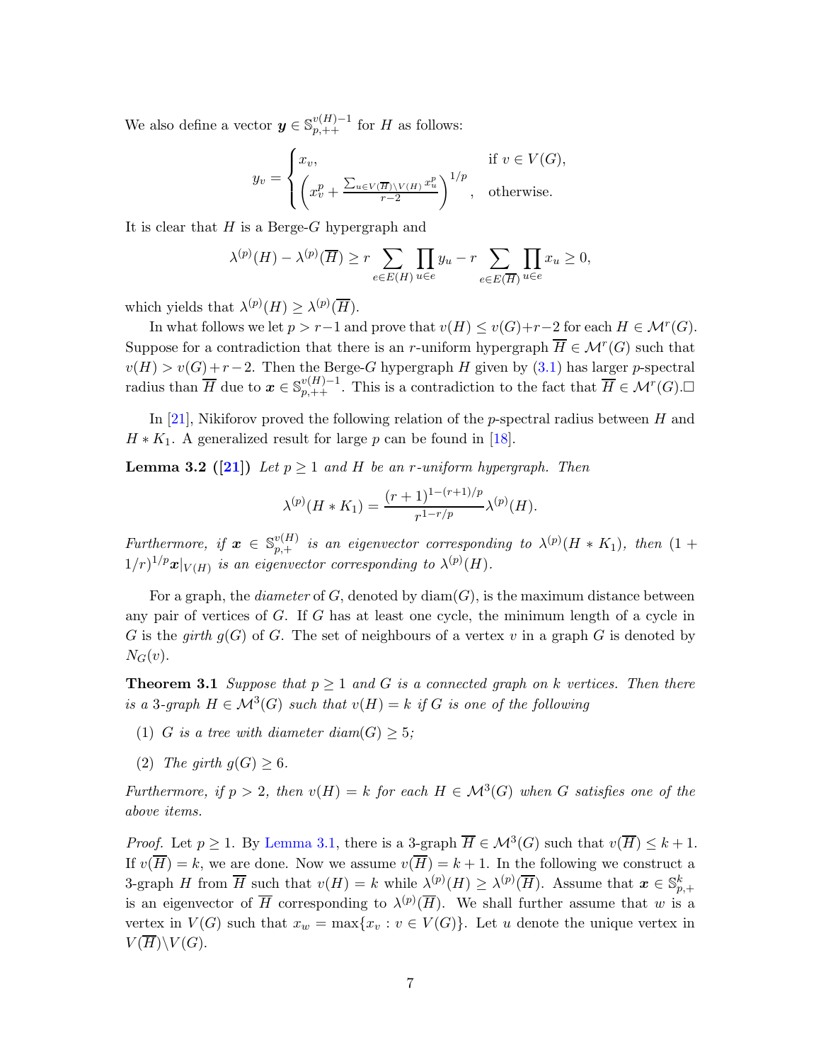We also define a vector $\boldsymbol{y} \in \mathbb{S}_{p,++}^{v(H)-1}$ for $H$ as follows:

$$
y_v = \begin{cases} x_v, & \text{if } v \in V(G), \\ \left( x_v^p + \frac{\sum_{u \in V(\overline{H}) \setminus V(H)} x_u^p}{r-2} \right)^{1/p}, & \text{otherwise.} \end{cases}
$$

It is clear that $H$ is a Berge-$G$ hypergraph and

$$
\lambda^{(p)}(H) - \lambda^{(p)}(\overline{H}) \geq r \sum_{e \in E(H)} \prod_{u \in e} y_u - r \sum_{e \in E(\overline{H})} \prod_{u \in e} x_u \geq 0,
$$

which yields that $\lambda^{(p)}(H) \geq \lambda^{(p)}(\overline{H})$.

In what follows we let $p > r-1$ and prove that $v(H) \leq v(G)+r-2$ for each $H \in \mathcal{M}^r(G)$. Suppose for a contradiction that there is an $r$-uniform hypergraph $\overline{H} \in \mathcal{M}^r(G)$ such that $v(H) > v(G)+r-2$. Then the Berge-$G$ hypergraph $H$ given by (3.1) has larger $p$-spectral radius than $\overline{H}$ due to $\boldsymbol{x} \in \mathbb{S}_{p,++}^{v(H)-1}$. This is a contradiction to the fact that $\overline{H} \in \mathcal{M}^r(G)$.□

In [21], Nikiforov proved the following relation of the $p$-spectral radius between $H$ and $H * K_1$. A generalized result for large $p$ can be found in [18].

**Lemma 3.2 ([21])** *Let $p \geq 1$ and $H$ be an $r$-uniform hypergraph. Then*

$$
\lambda^{(p)}(H * K_1) = \frac{(r+1)^{1-(r+1)/p}}{r^{1-r/p}} \lambda^{(p)}(H).
$$

*Furthermore, if $\boldsymbol{x} \in \mathbb{S}_{p,+}^{v(H)}$ is an eigenvector corresponding to $\lambda^{(p)}(H * K_1)$, then $(1 + 1/r)^{1/p} \boldsymbol{x}|_{V(H)}$ is an eigenvector corresponding to $\lambda^{(p)}(H)$.*

For a graph, the *diameter* of $G$, denoted by $\mathrm{diam}(G)$, is the maximum distance between any pair of vertices of $G$. If $G$ has at least one cycle, the minimum length of a cycle in $G$ is the *girth* $g(G)$ of $G$. The set of neighbours of a vertex $v$ in a graph $G$ is denoted by $N_G(v)$.

**Theorem 3.1** *Suppose that $p \geq 1$ and $G$ is a connected graph on $k$ vertices. Then there is a 3-graph $H \in \mathcal{M}^3(G)$ such that $v(H) = k$ if $G$ is one of the following*

1. *$G$ is a tree with diameter $\mathrm{diam}(G) \geq 5$;*
2. *The girth $g(G) \geq 6$.*

*Furthermore, if $p > 2$, then $v(H) = k$ for each $H \in \mathcal{M}^3(G)$ when $G$ satisfies one of the above items.*

*Proof.* Let $p \geq 1$. By Lemma 3.1, there is a 3-graph $\overline{H} \in \mathcal{M}^3(G)$ such that $v(\overline{H}) \leq k+1$. If $v(\overline{H}) = k$, we are done. Now we assume $v(\overline{H}) = k+1$. In the following we construct a 3-graph $H$ from $\overline{H}$ such that $v(H) = k$ while $\lambda^{(p)}(H) \geq \lambda^{(p)}(\overline{H})$. Assume that $\boldsymbol{x} \in \mathbb{S}_{p,+}^{k}$ is an eigenvector of $\overline{H}$ corresponding to $\lambda^{(p)}(\overline{H})$. We shall further assume that $w$ is a vertex in $V(G)$ such that $x_w = \max\{x_v : v \in V(G)\}$. Let $u$ denote the unique vertex in $V(\overline{H}) \setminus V(G)$.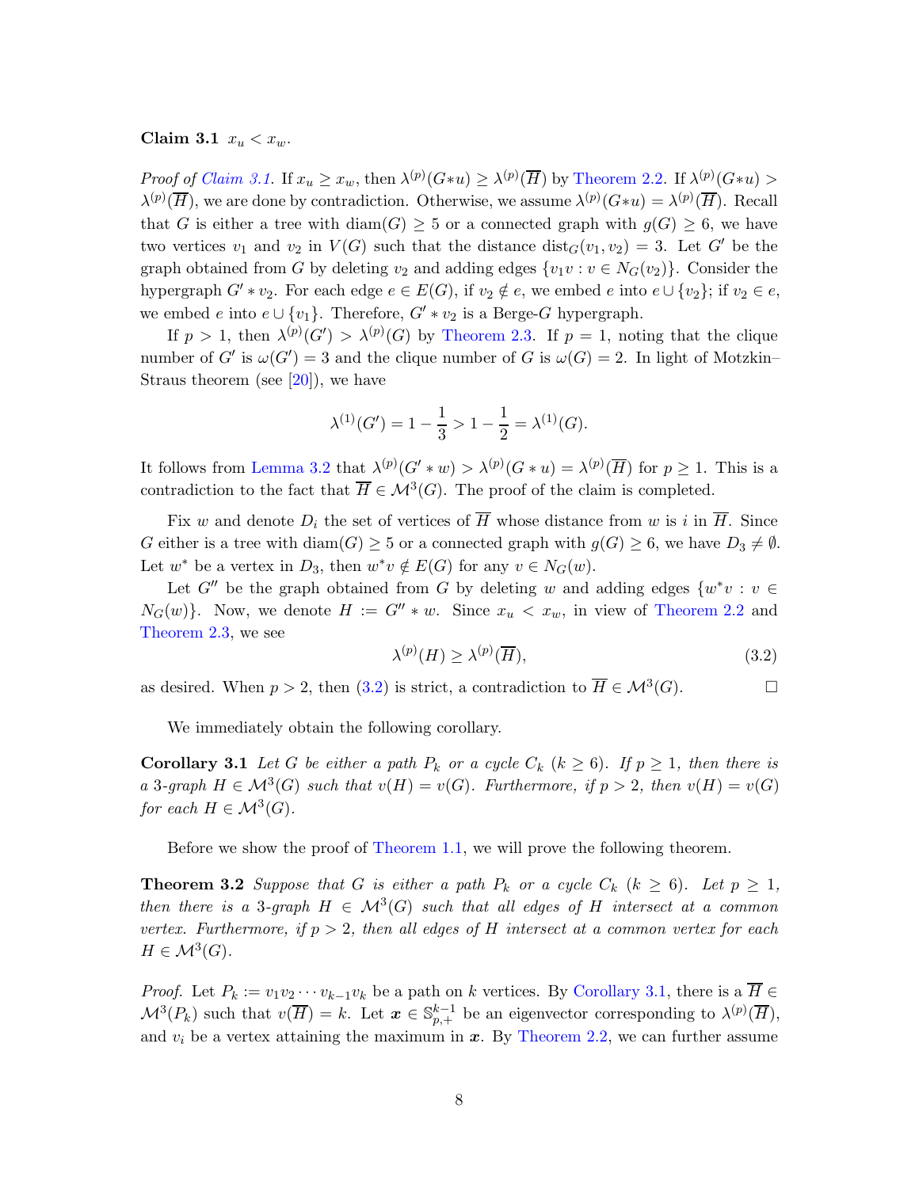**Claim 3.1** $x_u < x_w$.

*Proof of Claim 3.1.* If $x_u \geq x_w$, then $\lambda^{(p)}(G*u) \geq \lambda^{(p)}(\overline{H})$ by Theorem 2.2. If $\lambda^{(p)}(G*u) > \lambda^{(p)}(\overline{H})$, we are done by contradiction. Otherwise, we assume $\lambda^{(p)}(G*u) = \lambda^{(p)}(\overline{H})$. Recall that $G$ is either a tree with $\mathrm{diam}(G) \geq 5$ or a connected graph with $g(G) \geq 6$, we have two vertices $v_1$ and $v_2$ in $V(G)$ such that the distance $\mathrm{dist}_G(v_1, v_2) = 3$. Let $G'$ be the graph obtained from $G$ by deleting $v_2$ and adding edges $\{v_1 v : v \in N_G(v_2)\}$. Consider the hypergraph $G' * v_2$. For each edge $e \in E(G)$, if $v_2 \notin e$, we embed $e$ into $e \cup \{v_2\}$; if $v_2 \in e$, we embed $e$ into $e \cup \{v_1\}$. Therefore, $G' * v_2$ is a Berge-$G$ hypergraph.

If $p > 1$, then $\lambda^{(p)}(G') > \lambda^{(p)}(G)$ by Theorem 2.3. If $p = 1$, noting that the clique number of $G'$ is $\omega(G') = 3$ and the clique number of $G$ is $\omega(G) = 2$. In light of Motzkin–Straus theorem (see [20]), we have

$$\lambda^{(1)}(G') = 1 - \frac{1}{3} > 1 - \frac{1}{2} = \lambda^{(1)}(G).$$

It follows from Lemma 3.2 that $\lambda^{(p)}(G' * w) > \lambda^{(p)}(G * u) = \lambda^{(p)}(\overline{H})$ for $p \geq 1$. This is a contradiction to the fact that $\overline{H} \in \mathcal{M}^3(G)$. The proof of the claim is completed.

Fix $w$ and denote $D_i$ the set of vertices of $\overline{H}$ whose distance from $w$ is $i$ in $\overline{H}$. Since $G$ either is a tree with $\mathrm{diam}(G) \geq 5$ or a connected graph with $g(G) \geq 6$, we have $D_3 \neq \emptyset$. Let $w^*$ be a vertex in $D_3$, then $w^* v \notin E(G)$ for any $v \in N_G(w)$.

Let $G''$ be the graph obtained from $G$ by deleting $w$ and adding edges $\{w^* v : v \in N_G(w)\}$. Now, we denote $H := G'' * w$. Since $x_u < x_w$, in view of Theorem 2.2 and Theorem 2.3, we see

$$\lambda^{(p)}(H) \geq \lambda^{(p)}(\overline{H}), \tag{3.2}$$

as desired. When $p > 2$, then (3.2) is strict, a contradiction to $\overline{H} \in \mathcal{M}^3(G)$. $\square$

We immediately obtain the following corollary.

**Corollary 3.1** *Let $G$ be either a path $P_k$ or a cycle $C_k$ ($k \geq 6$). If $p \geq 1$, then there is a 3-graph $H \in \mathcal{M}^3(G)$ such that $v(H) = v(G)$. Furthermore, if $p > 2$, then $v(H) = v(G)$ for each $H \in \mathcal{M}^3(G)$.*

Before we show the proof of Theorem 1.1, we will prove the following theorem.

**Theorem 3.2** *Suppose that $G$ is either a path $P_k$ or a cycle $C_k$ ($k \geq 6$). Let $p \geq 1$, then there is a 3-graph $H \in \mathcal{M}^3(G)$ such that all edges of $H$ intersect at a common vertex. Furthermore, if $p > 2$, then all edges of $H$ intersect at a common vertex for each $H \in \mathcal{M}^3(G)$.*

*Proof.* Let $P_k := v_1 v_2 \cdots v_{k-1} v_k$ be a path on $k$ vertices. By Corollary 3.1, there is a $\overline{H} \in \mathcal{M}^3(P_k)$ such that $v(\overline{H}) = k$. Let $\boldsymbol{x} \in \mathbb{S}^{k-1}_{p,+}$ be an eigenvector corresponding to $\lambda^{(p)}(\overline{H})$, and $v_i$ be a vertex attaining the maximum in $\boldsymbol{x}$. By Theorem 2.2, we can further assume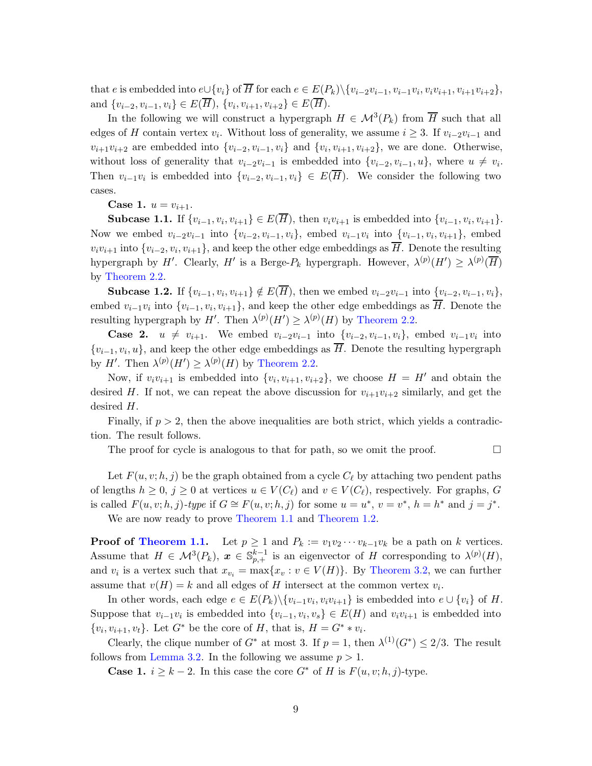that $e$ is embedded into $e\cup\{v_i\}$ of $\overline{H}$ for each $e\in E(P_k)\backslash\{v_{i-2}v_{i-1}, v_{i-1}v_i, v_iv_{i+1}, v_{i+1}v_{i+2}\}$, and $\{v_{i-2},v_{i-1},v_i\}\in E(\overline{H})$, $\{v_i,v_{i+1},v_{i+2}\}\in E(\overline{H})$.

In the following we will construct a hypergraph $H\in\mathcal{M}^3(P_k)$ from $\overline{H}$ such that all edges of $H$ contain vertex $v_i$. Without loss of generality, we assume $i\geq 3$. If $v_{i-2}v_{i-1}$ and $v_{i+1}v_{i+2}$ are embedded into $\{v_{i-2},v_{i-1},v_i\}$ and $\{v_i,v_{i+1},v_{i+2}\}$, we are done. Otherwise, without loss of generality that $v_{i-2}v_{i-1}$ is embedded into $\{v_{i-2},v_{i-1},u\}$, where $u\neq v_i$. Then $v_{i-1}v_i$ is embedded into $\{v_{i-2},v_{i-1},v_i\}\in E(\overline{H})$. We consider the following two cases.

**Case 1.** $u=v_{i+1}$.

**Subcase 1.1.** If $\{v_{i-1},v_i,v_{i+1}\}\in E(\overline{H})$, then $v_iv_{i+1}$ is embedded into $\{v_{i-1},v_i,v_{i+1}\}$. Now we embed $v_{i-2}v_{i-1}$ into $\{v_{i-2},v_{i-1},v_i\}$, embed $v_{i-1}v_i$ into $\{v_{i-1},v_i,v_{i+1}\}$, embed $v_iv_{i+1}$ into $\{v_{i-2},v_i,v_{i+1}\}$, and keep the other edge embeddings as $\overline{H}$. Denote the resulting hypergraph by $H'$. Clearly, $H'$ is a Berge-$P_k$ hypergraph. However, $\lambda^{(p)}(H')\geq\lambda^{(p)}(\overline{H})$ by Theorem 2.2.

**Subcase 1.2.** If $\{v_{i-1},v_i,v_{i+1}\}\notin E(\overline{H})$, then we embed $v_{i-2}v_{i-1}$ into $\{v_{i-2},v_{i-1},v_i\}$, embed $v_{i-1}v_i$ into $\{v_{i-1},v_i,v_{i+1}\}$, and keep the other edge embeddings as $\overline{H}$. Denote the resulting hypergraph by $H'$. Then $\lambda^{(p)}(H')\geq\lambda^{(p)}(H)$ by Theorem 2.2.

**Case 2.** $u\neq v_{i+1}$. We embed $v_{i-2}v_{i-1}$ into $\{v_{i-2},v_{i-1},v_i\}$, embed $v_{i-1}v_i$ into $\{v_{i-1},v_i,u\}$, and keep the other edge embeddings as $\overline{H}$. Denote the resulting hypergraph by $H'$. Then $\lambda^{(p)}(H')\geq\lambda^{(p)}(H)$ by Theorem 2.2.

Now, if $v_iv_{i+1}$ is embedded into $\{v_i,v_{i+1},v_{i+2}\}$, we choose $H=H'$ and obtain the desired $H$. If not, we can repeat the above discussion for $v_{i+1}v_{i+2}$ similarly, and get the desired $H$.

Finally, if $p>2$, then the above inequalities are both strict, which yields a contradiction. The result follows.

The proof for cycle is analogous to that for path, so we omit the proof. $\square$

Let $F(u,v;h,j)$ be the graph obtained from a cycle $C_\ell$ by attaching two pendent paths of lengths $h\geq 0$, $j\geq 0$ at vertices $u\in V(C_\ell)$ and $v\in V(C_\ell)$, respectively. For graphs, $G$ is called *$F(u,v;h,j)$-type* if $G\cong F(u,v;h,j)$ for some $u=u^*$, $v=v^*$, $h=h^*$ and $j=j^*$.

We are now ready to prove Theorem 1.1 and Theorem 1.2.

**Proof of Theorem 1.1.** Let $p\geq 1$ and $P_k:=v_1v_2\cdots v_{k-1}v_k$ be a path on $k$ vertices. Assume that $H\in\mathcal{M}^3(P_k)$, $\boldsymbol{x}\in\mathbb{S}^{k-1}_{p,+}$ is an eigenvector of $H$ corresponding to $\lambda^{(p)}(H)$, and $v_i$ is a vertex such that $x_{v_i}=\max\{x_v : v\in V(H)\}$. By Theorem 3.2, we can further assume that $v(H)=k$ and all edges of $H$ intersect at the common vertex $v_i$.

In other words, each edge $e\in E(P_k)\backslash\{v_{i-1}v_i, v_iv_{i+1}\}$ is embedded into $e\cup\{v_i\}$ of $H$. Suppose that $v_{i-1}v_i$ is embedded into $\{v_{i-1},v_i,v_s\}\in E(H)$ and $v_iv_{i+1}$ is embedded into $\{v_i,v_{i+1},v_t\}$. Let $G^*$ be the core of $H$, that is, $H=G^* * v_i$.

Clearly, the clique number of $G^*$ at most 3. If $p=1$, then $\lambda^{(1)}(G^*)\leq 2/3$. The result follows from Lemma 3.2. In the following we assume $p>1$.

**Case 1.** $i\geq k-2$. In this case the core $G^*$ of $H$ is $F(u,v;h,j)$-type.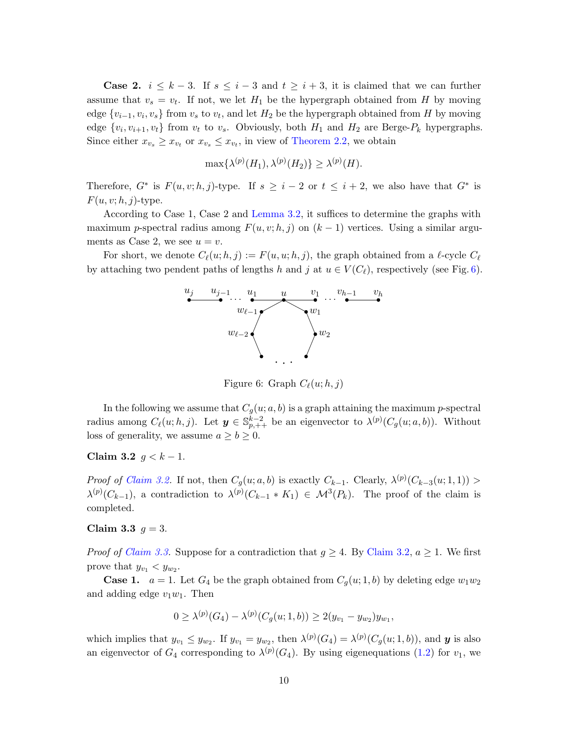**Case 2.** $i \le k-3$. If $s \le i-3$ and $t \ge i+3$, it is claimed that we can further assume that $v_s = v_t$. If not, we let $H_1$ be the hypergraph obtained from $H$ by moving edge $\{v_{i-1}, v_i, v_s\}$ from $v_s$ to $v_t$, and let $H_2$ be the hypergraph obtained from $H$ by moving edge $\{v_i, v_{i+1}, v_t\}$ from $v_t$ to $v_s$. Obviously, both $H_1$ and $H_2$ are Berge-$P_k$ hypergraphs. Since either $x_{v_s} \ge x_{v_t}$ or $x_{v_s} \le x_{v_t}$, in view of Theorem 2.2, we obtain

$$\max\{\lambda^{(p)}(H_1), \lambda^{(p)}(H_2)\} \ge \lambda^{(p)}(H).$$

Therefore, $G^*$ is $F(u,v;h,j)$-type. If $s \ge i-2$ or $t \le i+2$, we also have that $G^*$ is $F(u,v;h,j)$-type.

According to Case 1, Case 2 and Lemma 3.2, it suffices to determine the graphs with maximum $p$-spectral radius among $F(u,v;h,j)$ on $(k-1)$ vertices. Using a similar arguments as Case 2, we see $u = v$.

For short, we denote $C_\ell(u;h,j) := F(u,u;h,j)$, the graph obtained from a $\ell$-cycle $C_\ell$ by attaching two pendent paths of lengths $h$ and $j$ at $u \in V(C_\ell)$, respectively (see Fig. 6).

Figure 6: Graph $C_\ell(u;h,j)$

In the following we assume that $C_g(u;a,b)$ is a graph attaining the maximum $p$-spectral radius among $C_\ell(u;h,j)$. Let $\boldsymbol{y} \in \mathbb{S}^{k-2}_{p,++}$ be an eigenvector to $\lambda^{(p)}(C_g(u;a,b))$. Without loss of generality, we assume $a \ge b \ge 0$.

**Claim 3.2** $g < k-1$.

*Proof of Claim 3.2.* If not, then $C_g(u;a,b)$ is exactly $C_{k-1}$. Clearly, $\lambda^{(p)}(C_{k-3}(u;1,1)) > \lambda^{(p)}(C_{k-1})$, a contradiction to $\lambda^{(p)}(C_{k-1} * K_1) \in \mathcal{M}^3(P_k)$. The proof of the claim is completed.

**Claim 3.3** $g = 3$.

*Proof of Claim 3.3.* Suppose for a contradiction that $g \ge 4$. By Claim 3.2, $a \ge 1$. We first prove that $y_{v_1} < y_{w_2}$.

**Case 1.** $a = 1$. Let $G_4$ be the graph obtained from $C_g(u;1,b)$ by deleting edge $w_1w_2$ and adding edge $v_1w_1$. Then

$$0 \ge \lambda^{(p)}(G_4) - \lambda^{(p)}(C_g(u;1,b)) \ge 2(y_{v_1} - y_{w_2})y_{w_1},$$

which implies that $y_{v_1} \le y_{w_2}$. If $y_{v_1} = y_{w_2}$, then $\lambda^{(p)}(G_4) = \lambda^{(p)}(C_g(u;1,b))$, and $\boldsymbol{y}$ is also an eigenvector of $G_4$ corresponding to $\lambda^{(p)}(G_4)$. By using eigenequations (1.2) for $v_1$, we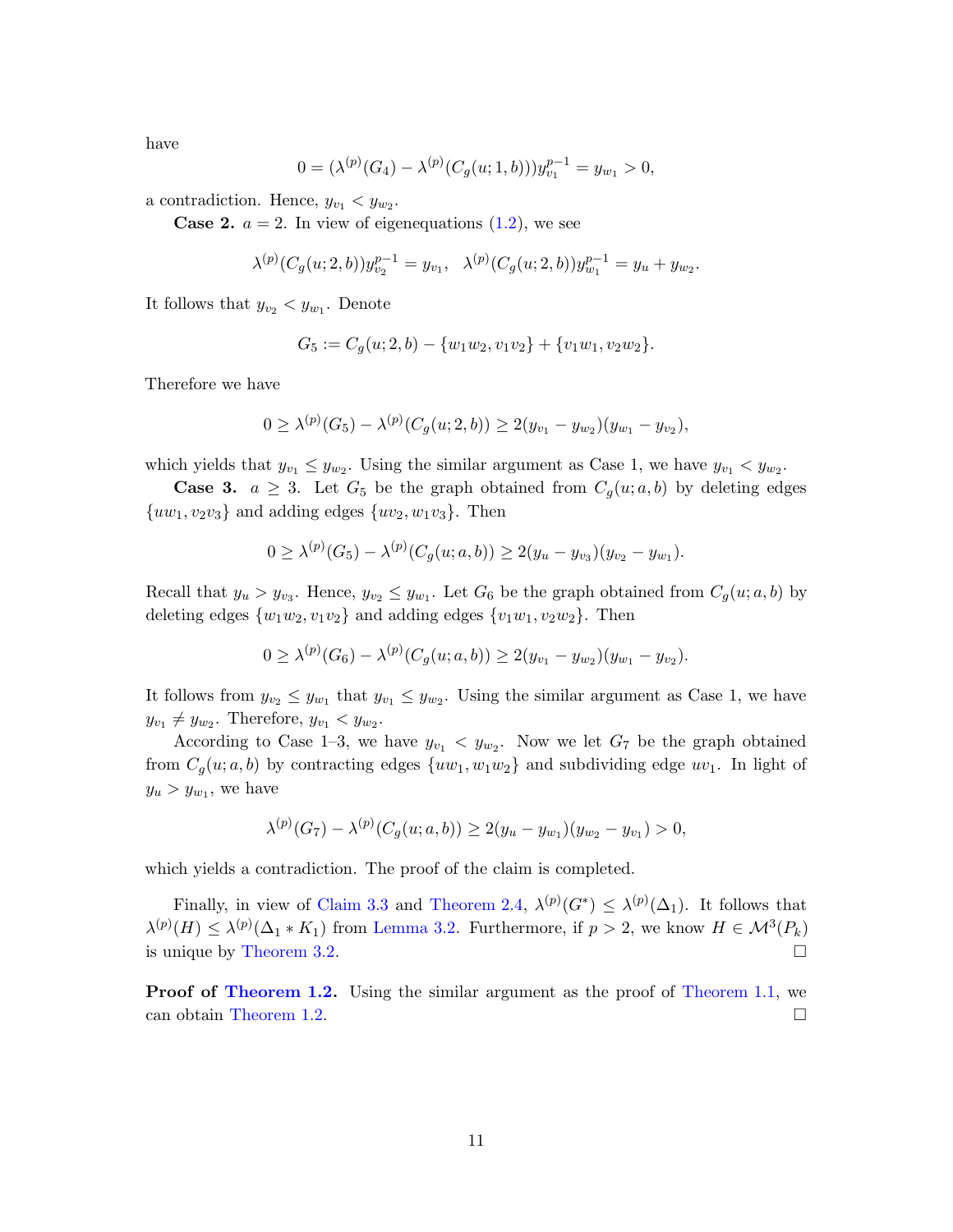have

$$0 = (\lambda^{(p)}(G_4) - \lambda^{(p)}(C_g(u;1,b)))y_{v_1}^{p-1} = y_{w_1} > 0,$$

a contradiction. Hence, $y_{v_1} < y_{w_2}$.

**Case 2.** $a = 2$. In view of eigenequations (1.2), we see

$$\lambda^{(p)}(C_g(u;2,b))y_{v_2}^{p-1} = y_{v_1}, \quad \lambda^{(p)}(C_g(u;2,b))y_{w_1}^{p-1} = y_u + y_{w_2}.$$

It follows that $y_{v_2} < y_{w_1}$. Denote

$$G_5 := C_g(u;2,b) - \{w_1w_2, v_1v_2\} + \{v_1w_1, v_2w_2\}.$$

Therefore we have

$$0 \geq \lambda^{(p)}(G_5) - \lambda^{(p)}(C_g(u;2,b)) \geq 2(y_{v_1} - y_{w_2})(y_{w_1} - y_{v_2}),$$

which yields that $y_{v_1} \leq y_{w_2}$. Using the similar argument as Case 1, we have $y_{v_1} < y_{w_2}$.

**Case 3.** $a \geq 3$. Let $G_5$ be the graph obtained from $C_g(u;a,b)$ by deleting edges $\{uw_1, v_2v_3\}$ and adding edges $\{uv_2, w_1v_3\}$. Then

$$0 \geq \lambda^{(p)}(G_5) - \lambda^{(p)}(C_g(u;a,b)) \geq 2(y_u - y_{v_3})(y_{v_2} - y_{w_1}).$$

Recall that $y_u > y_{v_3}$. Hence, $y_{v_2} \leq y_{w_1}$. Let $G_6$ be the graph obtained from $C_g(u;a,b)$ by deleting edges $\{w_1w_2, v_1v_2\}$ and adding edges $\{v_1w_1, v_2w_2\}$. Then

$$0 \geq \lambda^{(p)}(G_6) - \lambda^{(p)}(C_g(u;a,b)) \geq 2(y_{v_1} - y_{w_2})(y_{w_1} - y_{v_2}).$$

It follows from $y_{v_2} \leq y_{w_1}$ that $y_{v_1} \leq y_{w_2}$. Using the similar argument as Case 1, we have $y_{v_1} \neq y_{w_2}$. Therefore, $y_{v_1} < y_{w_2}$.

According to Case 1–3, we have $y_{v_1} < y_{w_2}$. Now we let $G_7$ be the graph obtained from $C_g(u;a,b)$ by contracting edges $\{uw_1, w_1w_2\}$ and subdividing edge $uv_1$. In light of $y_u > y_{w_1}$, we have

$$\lambda^{(p)}(G_7) - \lambda^{(p)}(C_g(u;a,b)) \geq 2(y_u - y_{w_1})(y_{w_2} - y_{v_1}) > 0,$$

which yields a contradiction. The proof of the claim is completed.

Finally, in view of Claim 3.3 and Theorem 2.4, $\lambda^{(p)}(G^*) \leq \lambda^{(p)}(\Delta_1)$. It follows that $\lambda^{(p)}(H) \leq \lambda^{(p)}(\Delta_1 * K_1)$ from Lemma 3.2. Furthermore, if $p > 2$, we know $H \in \mathcal{M}^3(P_k)$ is unique by Theorem 3.2. □

**Proof of Theorem 1.2.** Using the similar argument as the proof of Theorem 1.1, we can obtain Theorem 1.2. □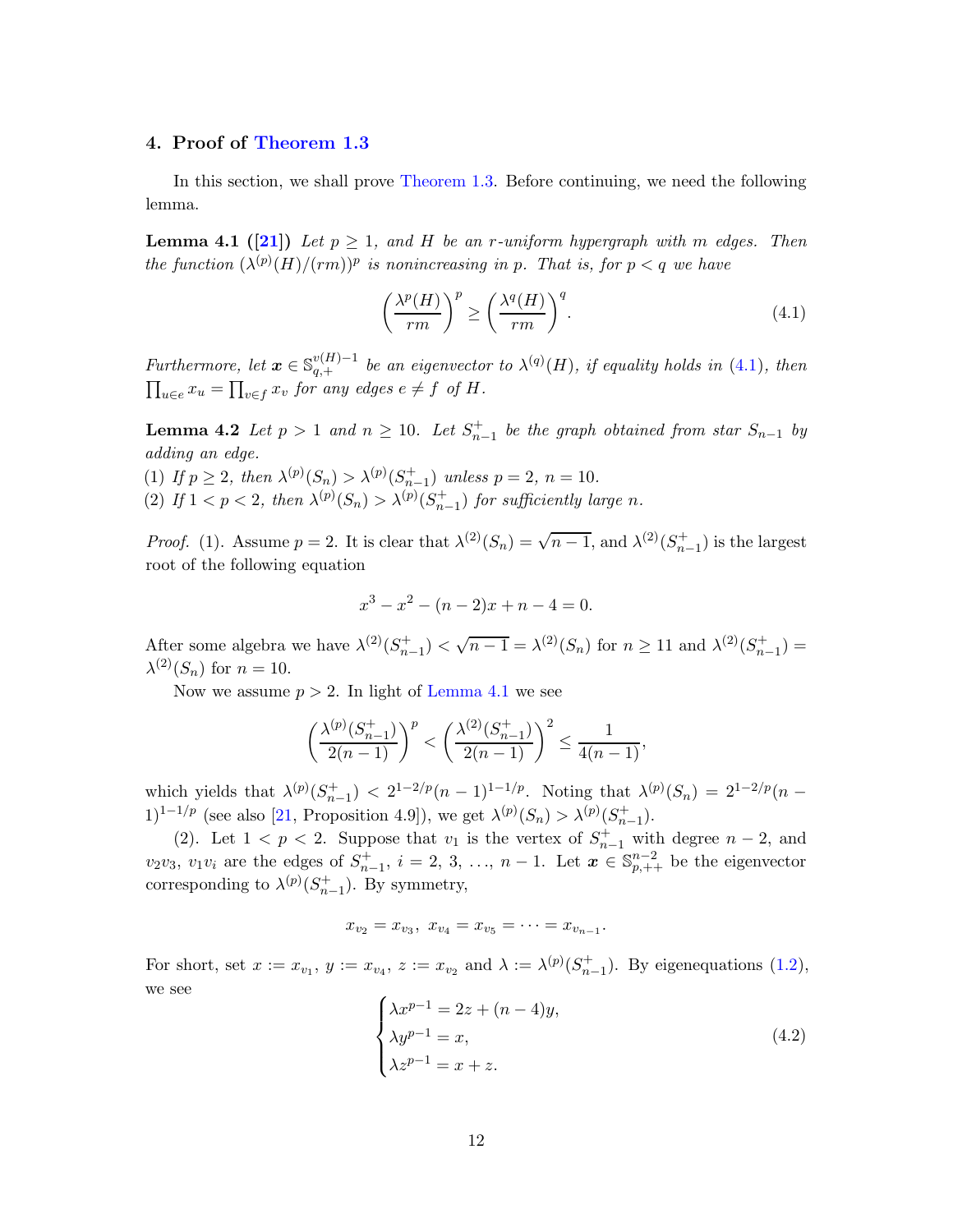## 4. Proof of Theorem 1.3

In this section, we shall prove Theorem 1.3. Before continuing, we need the following lemma.

**Lemma 4.1** **([21])** *Let $p \geq 1$, and $H$ be an $r$-uniform hypergraph with $m$ edges. Then the function $(\lambda^{(p)}(H)/(rm))^p$ is nonincreasing in $p$. That is, for $p < q$ we have*

$$\left(\frac{\lambda^p(H)}{rm}\right)^p \geq \left(\frac{\lambda^q(H)}{rm}\right)^q. \tag{4.1}$$

*Furthermore, let $\boldsymbol{x} \in \mathbb{S}_{q,+}^{v(H)-1}$ be an eigenvector to $\lambda^{(q)}(H)$, if equality holds in (4.1), then $\prod_{u \in e} x_u = \prod_{v \in f} x_v$ for any edges $e \neq f$ of $H$.*

**Lemma 4.2** *Let $p > 1$ and $n \geq 10$. Let $S_{n-1}^+$ be the graph obtained from star $S_{n-1}$ by adding an edge.*
*(1) If $p \geq 2$, then $\lambda^{(p)}(S_n) > \lambda^{(p)}(S_{n-1}^+)$ unless $p = 2$, $n = 10$.*
*(2) If $1 < p < 2$, then $\lambda^{(p)}(S_n) > \lambda^{(p)}(S_{n-1}^+)$ for sufficiently large $n$.*

*Proof.* (1). Assume $p = 2$. It is clear that $\lambda^{(2)}(S_n) = \sqrt{n-1}$, and $\lambda^{(2)}(S_{n-1}^+)$ is the largest root of the following equation

$$x^3 - x^2 - (n-2)x + n - 4 = 0.$$

After some algebra we have $\lambda^{(2)}(S_{n-1}^+) < \sqrt{n-1} = \lambda^{(2)}(S_n)$ for $n \geq 11$ and $\lambda^{(2)}(S_{n-1}^+) = \lambda^{(2)}(S_n)$ for $n = 10$.

Now we assume $p > 2$. In light of Lemma 4.1 we see

$$\left(\frac{\lambda^{(p)}(S_{n-1}^+)}{2(n-1)}\right)^p < \left(\frac{\lambda^{(2)}(S_{n-1}^+)}{2(n-1)}\right)^2 \leq \frac{1}{4(n-1)},$$

which yields that $\lambda^{(p)}(S_{n-1}^+) < 2^{1-2/p}(n-1)^{1-1/p}$. Noting that $\lambda^{(p)}(S_n) = 2^{1-2/p}(n-1)^{1-1/p}$ (see also [21, Proposition 4.9]), we get $\lambda^{(p)}(S_n) > \lambda^{(p)}(S_{n-1}^+)$.

(2). Let $1 < p < 2$. Suppose that $v_1$ is the vertex of $S_{n-1}^+$ with degree $n-2$, and $v_2v_3$, $v_1v_i$ are the edges of $S_{n-1}^+$, $i = 2, 3, \ldots, n-1$. Let $\boldsymbol{x} \in \mathbb{S}_{p,++}^{n-2}$ be the eigenvector corresponding to $\lambda^{(p)}(S_{n-1}^+)$. By symmetry,

$$x_{v_2} = x_{v_3},\ x_{v_4} = x_{v_5} = \cdots = x_{v_{n-1}}.$$

For short, set $x := x_{v_1}$, $y := x_{v_4}$, $z := x_{v_2}$ and $\lambda := \lambda^{(p)}(S_{n-1}^+)$. By eigenequations (1.2), we see

$$\begin{cases} \lambda x^{p-1} = 2z + (n-4)y, \\ \lambda y^{p-1} = x, \\ \lambda z^{p-1} = x + z. \end{cases} \tag{4.2}$$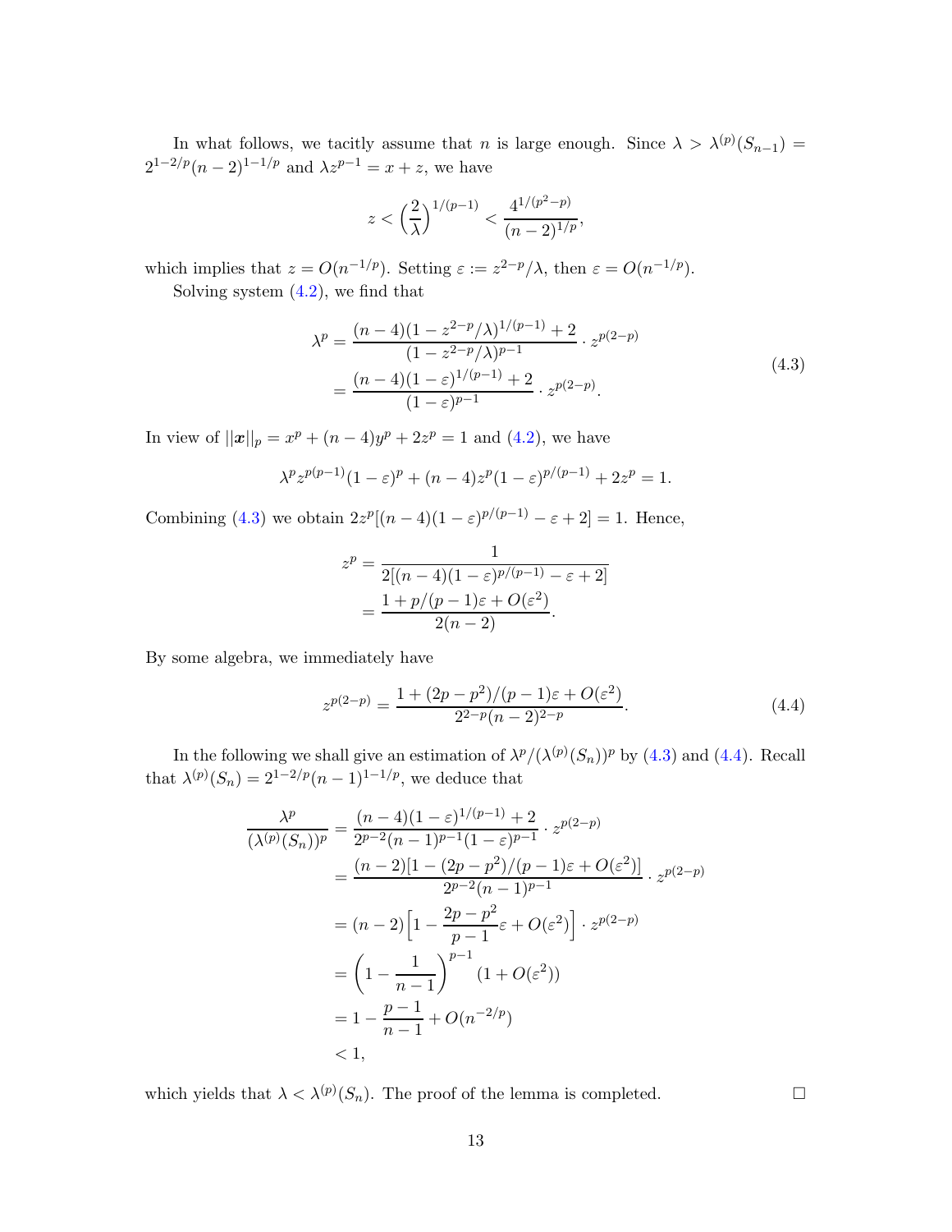In what follows, we tacitly assume that $n$ is large enough. Since $\lambda > \lambda^{(p)}(S_{n-1}) = 2^{1-2/p}(n-2)^{1-1/p}$ and $\lambda z^{p-1} = x + z$, we have

$$z < \Big(\frac{2}{\lambda}\Big)^{1/(p-1)} < \frac{4^{1/(p^2-p)}}{(n-2)^{1/p}},$$

which implies that $z = O(n^{-1/p})$. Setting $\varepsilon := z^{2-p}/\lambda$, then $\varepsilon = O(n^{-1/p})$.

Solving system (4.2), we find that

$$\begin{aligned}
\lambda^p &= \frac{(n-4)(1-z^{2-p}/\lambda)^{1/(p-1)}+2}{(1-z^{2-p}/\lambda)^{p-1}} \cdot z^{p(2-p)} \\
&= \frac{(n-4)(1-\varepsilon)^{1/(p-1)}+2}{(1-\varepsilon)^{p-1}} \cdot z^{p(2-p)}.
\end{aligned} \tag{4.3}$$

In view of $||\boldsymbol{x}||_p = x^p + (n-4)y^p + 2z^p = 1$ and (4.2), we have

$$\lambda^p z^{p(p-1)}(1-\varepsilon)^p + (n-4)z^p(1-\varepsilon)^{p/(p-1)} + 2z^p = 1.$$

Combining (4.3) we obtain $2z^p[(n-4)(1-\varepsilon)^{p/(p-1)} - \varepsilon + 2] = 1$. Hence,

$$\begin{aligned}
z^p &= \frac{1}{2[(n-4)(1-\varepsilon)^{p/(p-1)} - \varepsilon + 2]} \\
&= \frac{1 + p/(p-1)\varepsilon + O(\varepsilon^2)}{2(n-2)}.
\end{aligned}$$

By some algebra, we immediately have

$$z^{p(2-p)} = \frac{1 + (2p-p^2)/(p-1)\varepsilon + O(\varepsilon^2)}{2^{2-p}(n-2)^{2-p}}. \tag{4.4}$$

In the following we shall give an estimation of $\lambda^p/(\lambda^{(p)}(S_n))^p$ by (4.3) and (4.4). Recall that $\lambda^{(p)}(S_n) = 2^{1-2/p}(n-1)^{1-1/p}$, we deduce that

$$\begin{aligned}
\frac{\lambda^p}{(\lambda^{(p)}(S_n))^p} &= \frac{(n-4)(1-\varepsilon)^{1/(p-1)}+2}{2^{p-2}(n-1)^{p-1}(1-\varepsilon)^{p-1}} \cdot z^{p(2-p)} \\
&= \frac{(n-2)[1-(2p-p^2)/(p-1)\varepsilon + O(\varepsilon^2)]}{2^{p-2}(n-1)^{p-1}} \cdot z^{p(2-p)} \\
&= (n-2)\Big[1 - \frac{2p-p^2}{p-1}\varepsilon + O(\varepsilon^2)\Big] \cdot z^{p(2-p)} \\
&= \left(1 - \frac{1}{n-1}\right)^{p-1}(1 + O(\varepsilon^2)) \\
&= 1 - \frac{p-1}{n-1} + O(n^{-2/p}) \\
&< 1,
\end{aligned}$$

which yields that $\lambda < \lambda^{(p)}(S_n)$. The proof of the lemma is completed. $\square$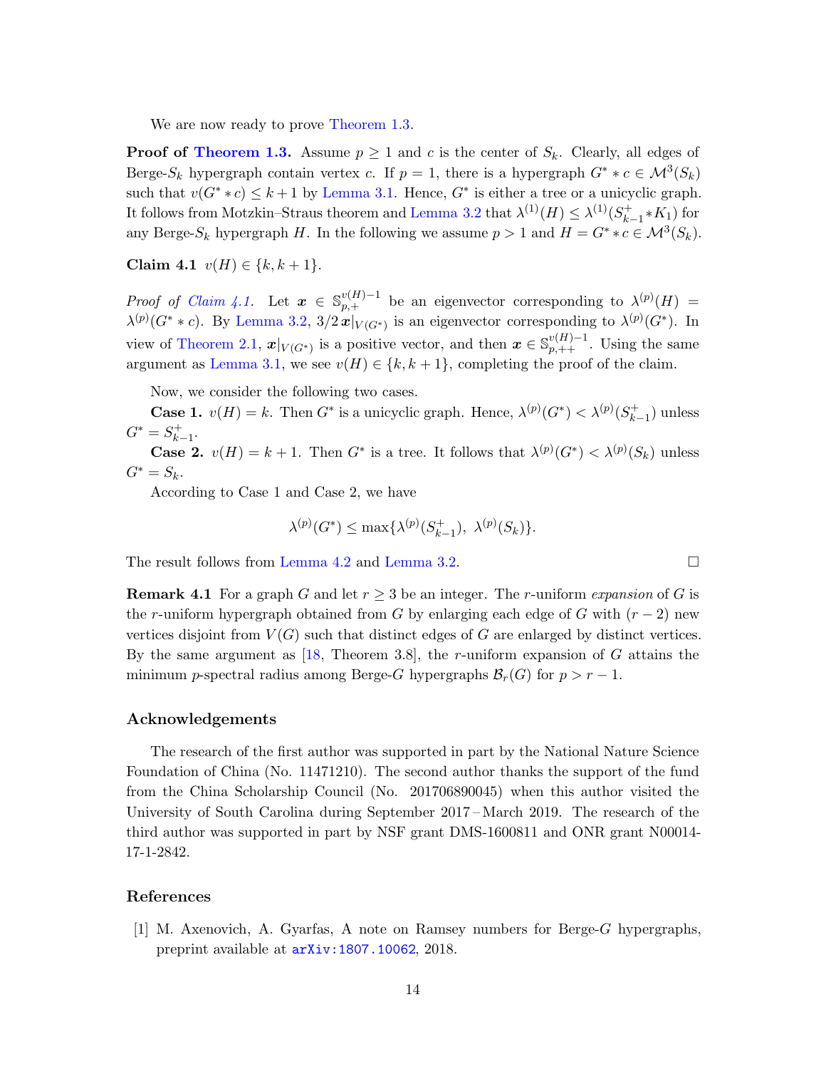We are now ready to prove Theorem 1.3.

**Proof of Theorem 1.3.** Assume $p \geq 1$ and $c$ is the center of $S_k$. Clearly, all edges of Berge-$S_k$ hypergraph contain vertex $c$. If $p = 1$, there is a hypergraph $G^* * c \in \mathcal{M}^3(S_k)$ such that $v(G^* * c) \leq k+1$ by Lemma 3.1. Hence, $G^*$ is either a tree or a unicyclic graph. It follows from Motzkin–Straus theorem and Lemma 3.2 that $\lambda^{(1)}(H) \leq \lambda^{(1)}(S_{k-1}^+ * K_1)$ for any Berge-$S_k$ hypergraph $H$. In the following we assume $p > 1$ and $H = G^* * c \in \mathcal{M}^3(S_k)$.

**Claim 4.1** $v(H) \in \{k, k+1\}$.

*Proof of Claim 4.1.* Let $\boldsymbol{x} \in \mathbb{S}_{p,+}^{v(H)-1}$ be an eigenvector corresponding to $\lambda^{(p)}(H) = \lambda^{(p)}(G^* * c)$. By Lemma 3.2, $3/2\,\boldsymbol{x}|_{V(G^*)}$ is an eigenvector corresponding to $\lambda^{(p)}(G^*)$. In view of Theorem 2.1, $\boldsymbol{x}|_{V(G^*)}$ is a positive vector, and then $\boldsymbol{x} \in \mathbb{S}_{p,++}^{v(H)-1}$. Using the same argument as Lemma 3.1, we see $v(H) \in \{k, k+1\}$, completing the proof of the claim.

Now, we consider the following two cases.

**Case 1.** $v(H) = k$. Then $G^*$ is a unicyclic graph. Hence, $\lambda^{(p)}(G^*) < \lambda^{(p)}(S_{k-1}^+)$ unless $G^* = S_{k-1}^+$.

**Case 2.** $v(H) = k+1$. Then $G^*$ is a tree. It follows that $\lambda^{(p)}(G^*) < \lambda^{(p)}(S_k)$ unless $G^* = S_k$.

According to Case 1 and Case 2, we have

$$\lambda^{(p)}(G^*) \leq \max\{\lambda^{(p)}(S_{k-1}^+),\ \lambda^{(p)}(S_k)\}.$$

The result follows from Lemma 4.2 and Lemma 3.2. $\square$

**Remark 4.1** For a graph $G$ and let $r \geq 3$ be an integer. The $r$-uniform *expansion* of $G$ is the $r$-uniform hypergraph obtained from $G$ by enlarging each edge of $G$ with $(r-2)$ new vertices disjoint from $V(G)$ such that distinct edges of $G$ are enlarged by distinct vertices. By the same argument as [18, Theorem 3.8], the $r$-uniform expansion of $G$ attains the minimum $p$-spectral radius among Berge-$G$ hypergraphs $\mathcal{B}_r(G)$ for $p > r-1$.

## Acknowledgements

The research of the first author was supported in part by the National Nature Science Foundation of China (No. 11471210). The second author thanks the support of the fund from the China Scholarship Council (No. 201706890045) when this author visited the University of South Carolina during September 2017 – March 2019. The research of the third author was supported in part by NSF grant DMS-1600811 and ONR grant N00014-17-1-2842.

## References

[1] M. Axenovich, A. Gyarfas, A note on Ramsey numbers for Berge-$G$ hypergraphs, preprint available at arXiv:1807.10062, 2018.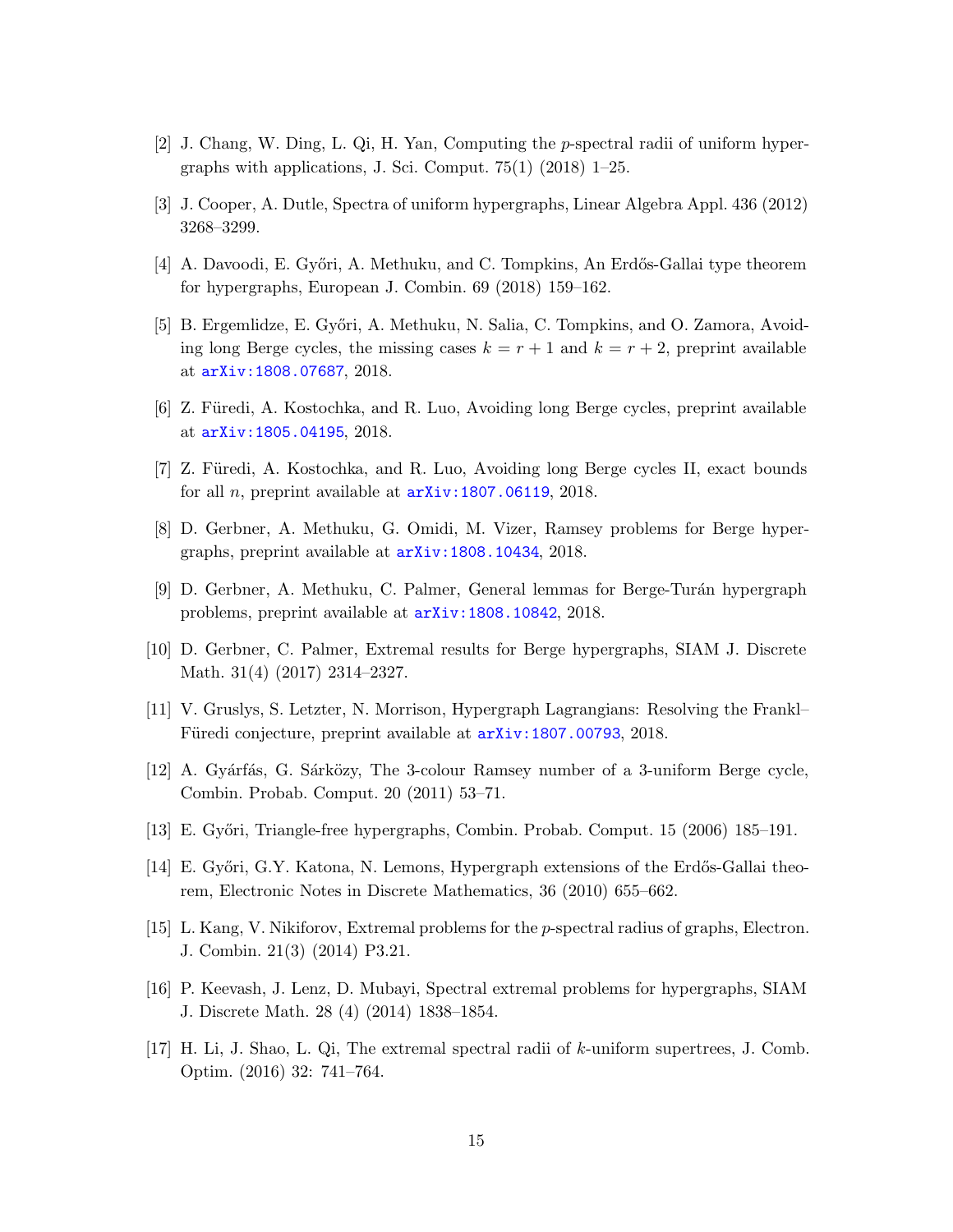[2] J. Chang, W. Ding, L. Qi, H. Yan, Computing the $p$-spectral radii of uniform hypergraphs with applications, J. Sci. Comput. 75(1) (2018) 1–25.

[3] J. Cooper, A. Dutle, Spectra of uniform hypergraphs, Linear Algebra Appl. 436 (2012) 3268–3299.

[4] A. Davoodi, E. Győri, A. Methuku, and C. Tompkins, An Erdős-Gallai type theorem for hypergraphs, European J. Combin. 69 (2018) 159–162.

[5] B. Ergemlidze, E. Győri, A. Methuku, N. Salia, C. Tompkins, and O. Zamora, Avoiding long Berge cycles, the missing cases $k = r + 1$ and $k = r + 2$, preprint available at arXiv:1808.07687, 2018.

[6] Z. Füredi, A. Kostochka, and R. Luo, Avoiding long Berge cycles, preprint available at arXiv:1805.04195, 2018.

[7] Z. Füredi, A. Kostochka, and R. Luo, Avoiding long Berge cycles II, exact bounds for all $n$, preprint available at arXiv:1807.06119, 2018.

[8] D. Gerbner, A. Methuku, G. Omidi, M. Vizer, Ramsey problems for Berge hypergraphs, preprint available at arXiv:1808.10434, 2018.

[9] D. Gerbner, A. Methuku, C. Palmer, General lemmas for Berge-Turán hypergraph problems, preprint available at arXiv:1808.10842, 2018.

[10] D. Gerbner, C. Palmer, Extremal results for Berge hypergraphs, SIAM J. Discrete Math. 31(4) (2017) 2314–2327.

[11] V. Gruslys, S. Letzter, N. Morrison, Hypergraph Lagrangians: Resolving the Frankl–Füredi conjecture, preprint available at arXiv:1807.00793, 2018.

[12] A. Gyárfás, G. Sárközy, The 3-colour Ramsey number of a 3-uniform Berge cycle, Combin. Probab. Comput. 20 (2011) 53–71.

[13] E. Győri, Triangle-free hypergraphs, Combin. Probab. Comput. 15 (2006) 185–191.

[14] E. Győri, G.Y. Katona, N. Lemons, Hypergraph extensions of the Erdős-Gallai theorem, Electronic Notes in Discrete Mathematics, 36 (2010) 655–662.

[15] L. Kang, V. Nikiforov, Extremal problems for the $p$-spectral radius of graphs, Electron. J. Combin. 21(3) (2014) P3.21.

[16] P. Keevash, J. Lenz, D. Mubayi, Spectral extremal problems for hypergraphs, SIAM J. Discrete Math. 28 (4) (2014) 1838–1854.

[17] H. Li, J. Shao, L. Qi, The extremal spectral radii of $k$-uniform supertrees, J. Comb. Optim. (2016) 32: 741–764.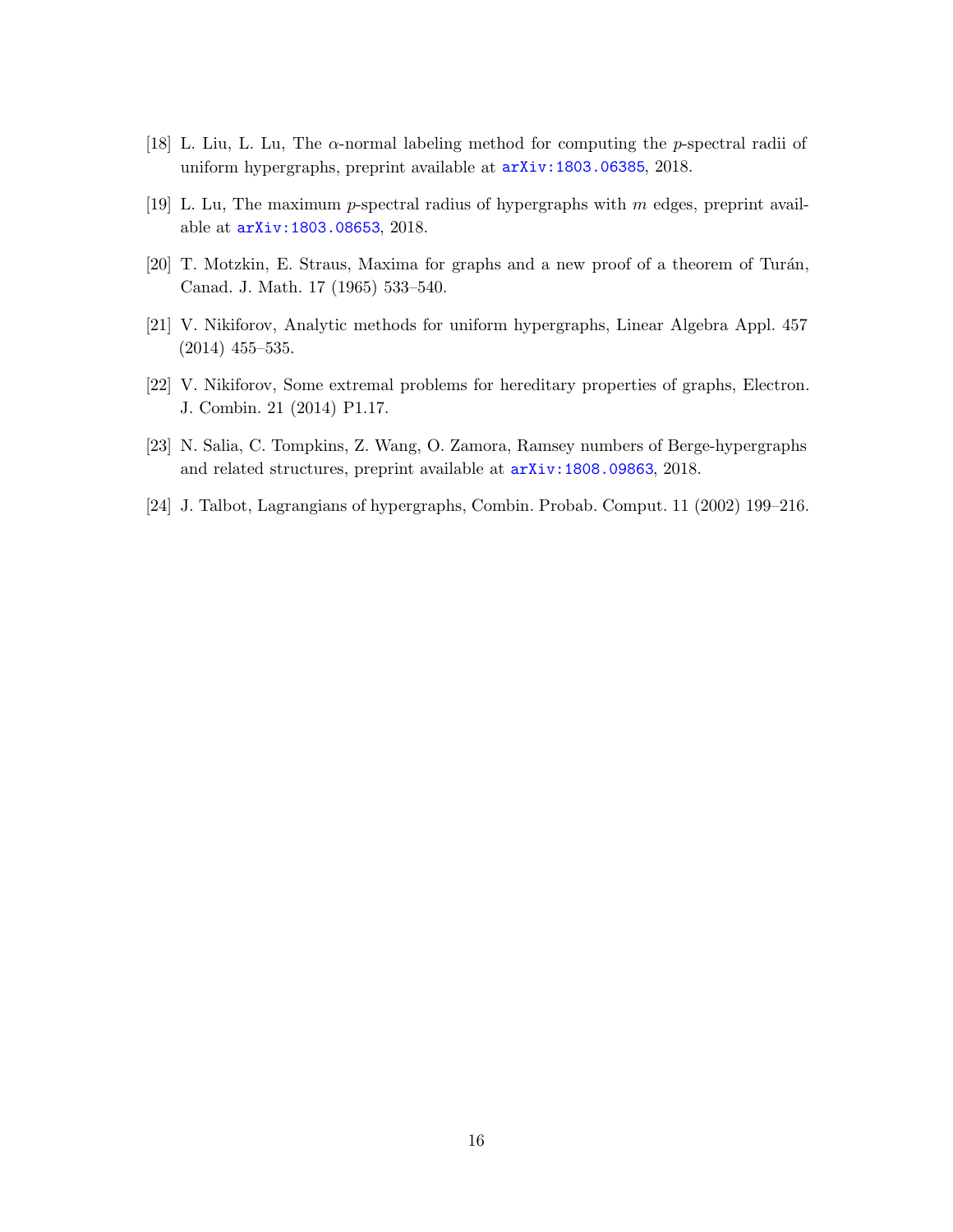[18] L. Liu, L. Lu, The $\alpha$-normal labeling method for computing the $p$-spectral radii of uniform hypergraphs, preprint available at arXiv:1803.06385, 2018.

[19] L. Lu, The maximum $p$-spectral radius of hypergraphs with $m$ edges, preprint available at arXiv:1803.08653, 2018.

[20] T. Motzkin, E. Straus, Maxima for graphs and a new proof of a theorem of Turán, Canad. J. Math. 17 (1965) 533–540.

[21] V. Nikiforov, Analytic methods for uniform hypergraphs, Linear Algebra Appl. 457 (2014) 455–535.

[22] V. Nikiforov, Some extremal problems for hereditary properties of graphs, Electron. J. Combin. 21 (2014) P1.17.

[23] N. Salia, C. Tompkins, Z. Wang, O. Zamora, Ramsey numbers of Berge-hypergraphs and related structures, preprint available at arXiv:1808.09863, 2018.

[24] J. Talbot, Lagrangians of hypergraphs, Combin. Probab. Comput. 11 (2002) 199–216.